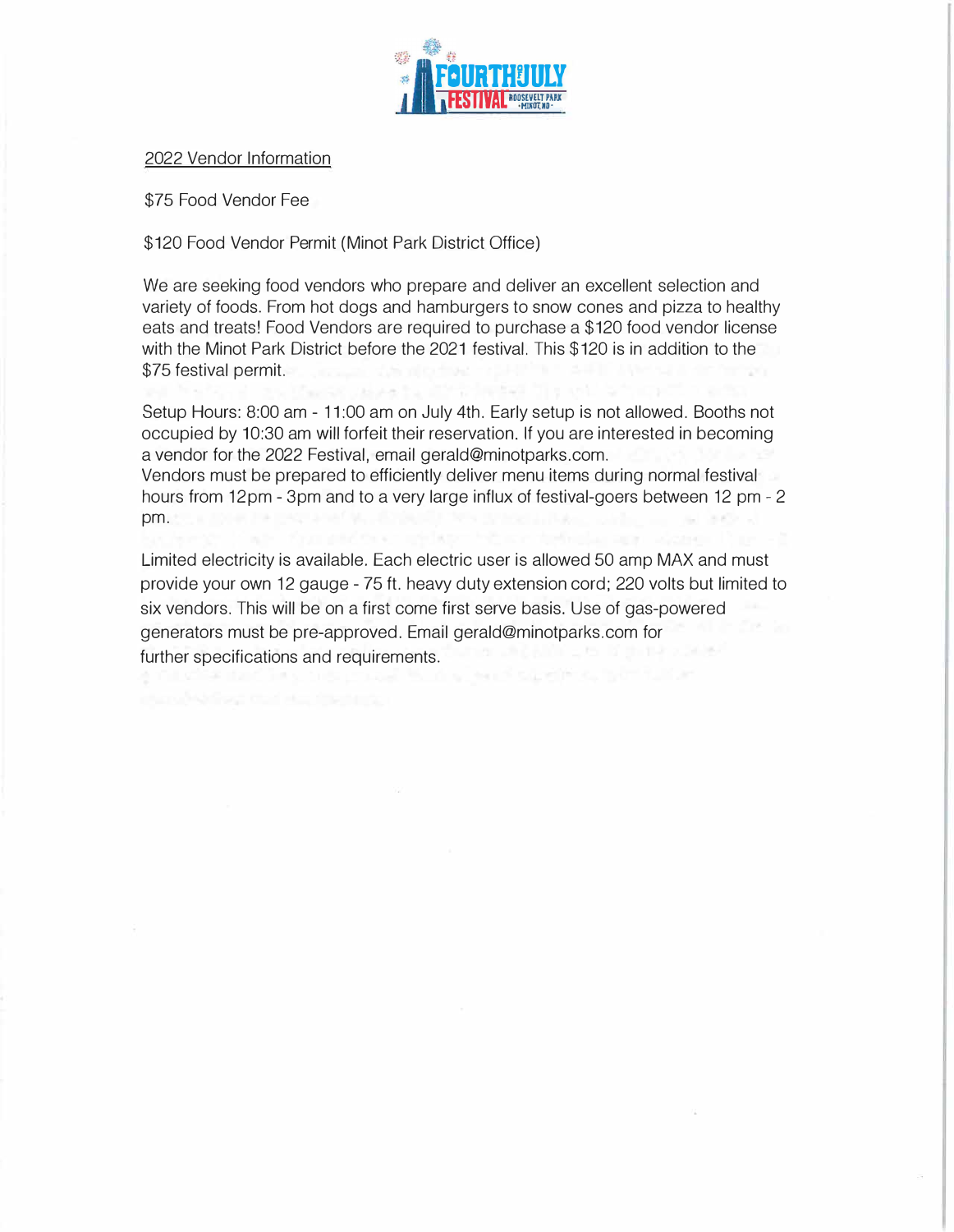2022 Vendor Information

$75 Food Vendor Fee

$120 Food Vendor Permit (Minot Park District Office)

We are seeking food vendors who prepare and deliver an excellent selection and variety of foods. From hot dogs and hamburgers to snow cones and pizza to healthy eats and treats! Food Vendors are required to purchase a $120 food vendor license with the Minot Park District before the 2021 festival. This $120 is in addition to the $75 festival permit.

Setup Hours: 8:00 am - 11:00 am on July 4th. Early setup is not allowed. Booths not occupied by 10:30 am will forfeit their reservation. If you are interested in becoming a vendor for the 2022 Festival, email gerald@minotparks.com.
Vendors must be prepared to efficiently deliver menu items during normal festival hours from 12pm - 3pm and to a very large influx of festival-goers between 12 pm - 2 pm.

Limited electricity is available. Each electric user is allowed 50 amp MAX and must provide your own 12 gauge - 75 ft. heavy duty extension cord; 220 volts but limited to six vendors. This will be on a first come first serve basis. Use of gas-powered generators must be pre-approved. Email gerald@minotparks.com for further specifications and requirements.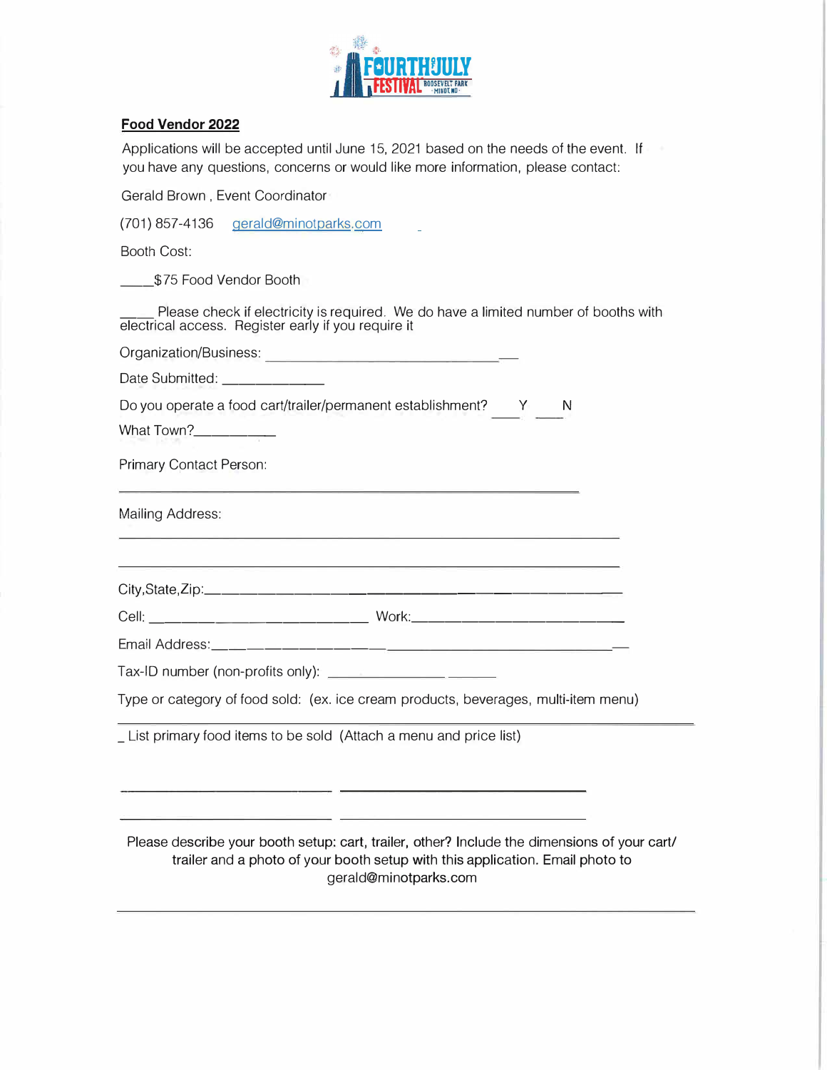**Food Vendor 2022**

Applications will be accepted until June 15, 2021 based on the needs of the event. If you have any questions, concerns or would like more information, please contact:

Gerald Brown , Event Coordinator

(701) 857-4136 gerald@minotparks.com

Booth Cost:

_____$75 Food Vendor Booth

_____ Please check if electricity is required. We do have a limited number of booths with electrical access. Register early if you require it

Organization/Business: ________________________________

Date Submitted: _____________

Do you operate a food cart/trailer/permanent establishment? ___Y ___N

What Town?__________

Primary Contact Person:

______________________________________________________

Mailing Address:

______________________________________________________

______________________________________________________

City,State,Zip:______________________________________________

Cell: ____________________________ Work:___________________________

Email Address:____________________________________________________

Tax-ID number (non-profits only): ____________________

Type or category of food sold: (ex. ice cream products, beverages, multi-item menu)

______________________________________________________

_ List primary food items to be sold (Attach a menu and price list)

____________________________ ________________________________

____________________________ ________________________________

Please describe your booth setup: cart, trailer, other? Include the dimensions of your cart/ trailer and a photo of your booth setup with this application. Email photo to gerald@minotparks.com

______________________________________________________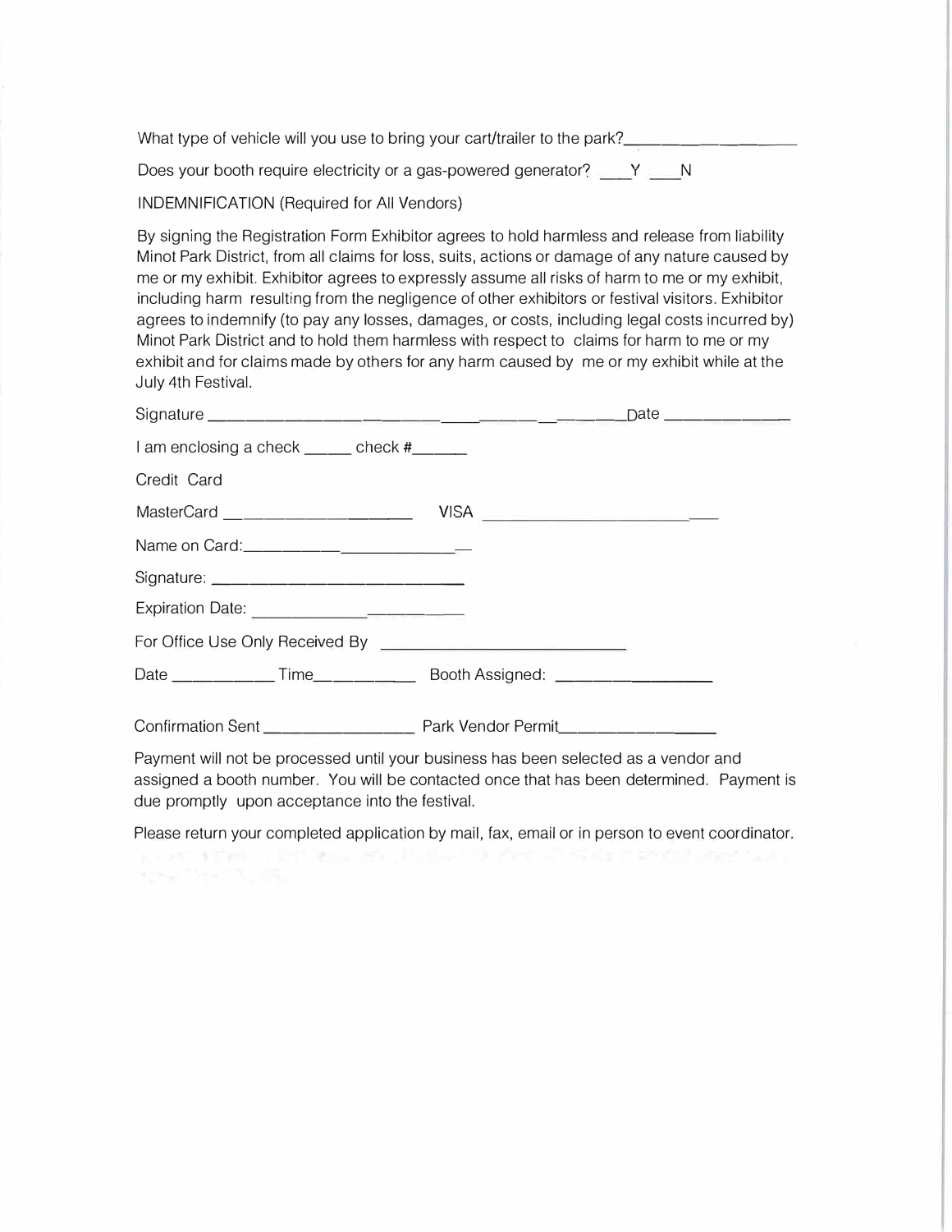What type of vehicle will you use to bring your cart/trailer to the park?____________________

Does your booth require electricity or a gas-powered generator? ___Y ___N

INDEMNIFICATION (Required for All Vendors)

By signing the Registration Form Exhibitor agrees to hold harmless and release from liability Minot Park District, from all claims for loss, suits, actions or damage of any nature caused by me or my exhibit. Exhibitor agrees to expressly assume all risks of harm to me or my exhibit, including harm resulting from the negligence of other exhibitors or festival visitors. Exhibitor agrees to indemnify (to pay any losses, damages, or costs, including legal costs incurred by) Minot Park District and to hold them harmless with respect to claims for harm to me or my exhibit and for claims made by others for any harm caused by me or my exhibit while at the July 4th Festival.

Signature ________________________________________________ Date ______________

I am enclosing a check _____ check #______

Credit Card

MasterCard ____________________ VISA ______________________

Name on Card:_________________________

Signature: __________________________

Expiration Date: ______________________

For Office Use Only Received By ___________________________

Date ___________ Time__________ Booth Assigned: _________________

Confirmation Sent ________________ Park Vendor Permit_________________

Payment will not be processed until your business has been selected as a vendor and assigned a booth number. You will be contacted once that has been determined. Payment is due promptly upon acceptance into the festival.

Please return your completed application by mail, fax, email or in person to event coordinator.